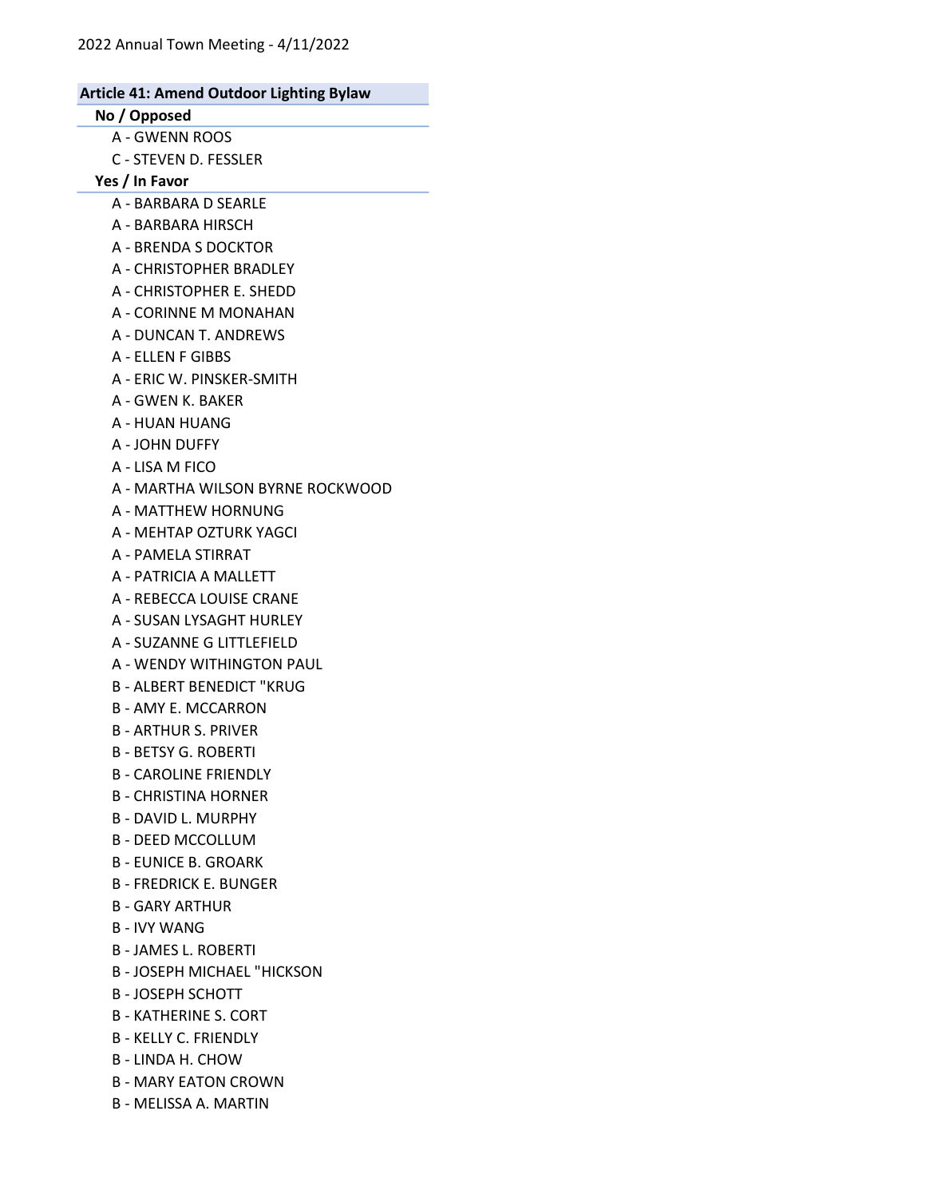2022 Annual Town Meeting - 4/11/2022

**Article 41: Amend Outdoor Lighting Bylaw**

**No / Opposed**

A - GWENN ROOS
C - STEVEN D. FESSLER

**Yes / In Favor**

A - BARBARA D SEARLE
A - BARBARA HIRSCH
A - BRENDA S DOCKTOR
A - CHRISTOPHER BRADLEY
A - CHRISTOPHER E. SHEDD
A - CORINNE M MONAHAN
A - DUNCAN T. ANDREWS
A - ELLEN F GIBBS
A - ERIC W. PINSKER-SMITH
A - GWEN K. BAKER
A - HUAN HUANG
A - JOHN DUFFY
A - LISA M FICO
A - MARTHA WILSON BYRNE ROCKWOOD
A - MATTHEW HORNUNG
A - MEHTAP OZTURK YAGCI
A - PAMELA STIRRAT
A - PATRICIA A MALLETT
A - REBECCA LOUISE CRANE
A - SUSAN LYSAGHT HURLEY
A - SUZANNE G LITTLEFIELD
A - WENDY WITHINGTON PAUL
B - ALBERT BENEDICT "KRUG
B - AMY E. MCCARRON
B - ARTHUR S. PRIVER
B - BETSY G. ROBERTI
B - CAROLINE FRIENDLY
B - CHRISTINA HORNER
B - DAVID L. MURPHY
B - DEED MCCOLLUM
B - EUNICE B. GROARK
B - FREDRICK E. BUNGER
B - GARY ARTHUR
B - IVY WANG
B - JAMES L. ROBERTI
B - JOSEPH MICHAEL "HICKSON
B - JOSEPH SCHOTT
B - KATHERINE S. CORT
B - KELLY C. FRIENDLY
B - LINDA H. CHOW
B - MARY EATON CROWN
B - MELISSA A. MARTIN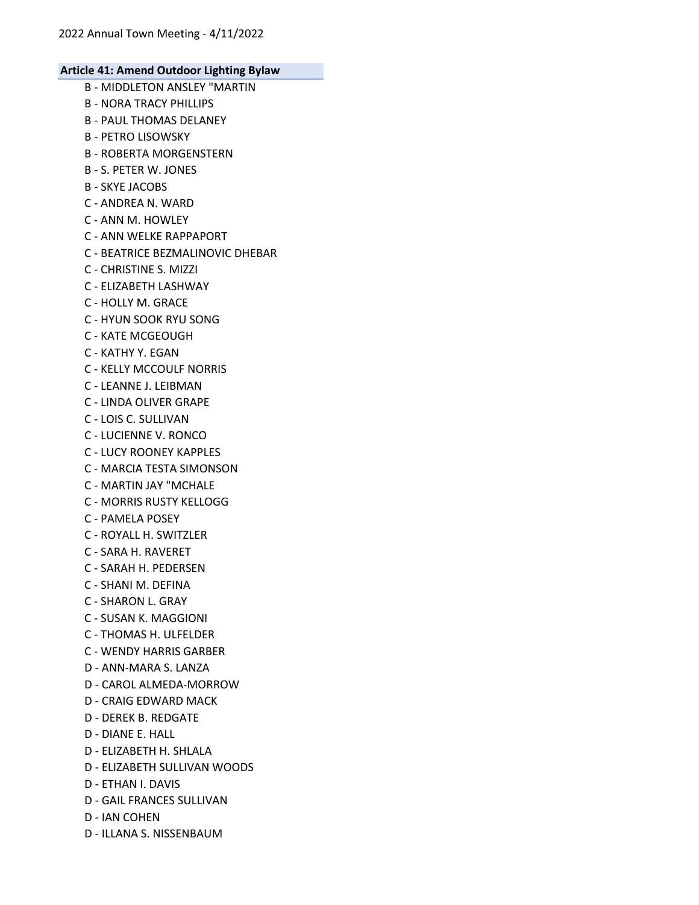### Article 41: Amend Outdoor Lighting Bylaw

B - MIDDLETON ANSLEY "MARTIN
B - NORA TRACY PHILLIPS
B - PAUL THOMAS DELANEY
B - PETRO LISOWSKY
B - ROBERTA MORGENSTERN
B - S. PETER W. JONES
B - SKYE JACOBS
C - ANDREA N. WARD
C - ANN M. HOWLEY
C - ANN WELKE RAPPAPORT
C - BEATRICE BEZMALINOVIC DHEBAR
C - CHRISTINE S. MIZZI
C - ELIZABETH LASHWAY
C - HOLLY M. GRACE
C - HYUN SOOK RYU SONG
C - KATE MCGEOUGH
C - KATHY Y. EGAN
C - KELLY MCCOULF NORRIS
C - LEANNE J. LEIBMAN
C - LINDA OLIVER GRAPE
C - LOIS C. SULLIVAN
C - LUCIENNE V. RONCO
C - LUCY ROONEY KAPPLES
C - MARCIA TESTA SIMONSON
C - MARTIN JAY "MCHALE
C - MORRIS RUSTY KELLOGG
C - PAMELA POSEY
C - ROYALL H. SWITZLER
C - SARA H. RAVERET
C - SARAH H. PEDERSEN
C - SHANI M. DEFINA
C - SHARON L. GRAY
C - SUSAN K. MAGGIONI
C - THOMAS H. ULFELDER
C - WENDY HARRIS GARBER
D - ANN-MARA S. LANZA
D - CAROL ALMEDA-MORROW
D - CRAIG EDWARD MACK
D - DEREK B. REDGATE
D - DIANE E. HALL
D - ELIZABETH H. SHLALA
D - ELIZABETH SULLIVAN WOODS
D - ETHAN I. DAVIS
D - GAIL FRANCES SULLIVAN
D - IAN COHEN
D - ILLANA S. NISSENBAUM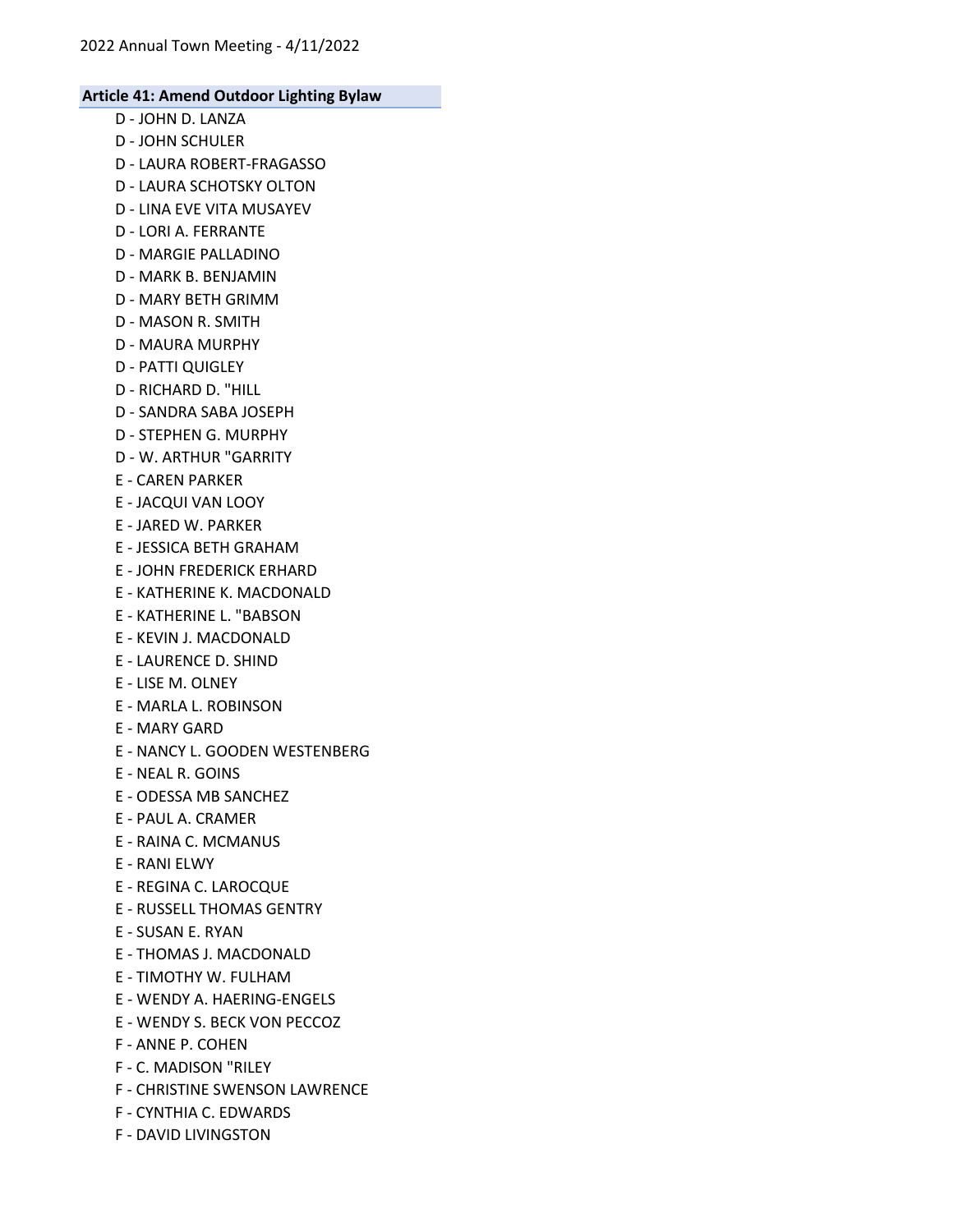## Article 41: Amend Outdoor Lighting Bylaw

D - JOHN D. LANZA
D - JOHN SCHULER
D - LAURA ROBERT-FRAGASSO
D - LAURA SCHOTSKY OLTON
D - LINA EVE VITA MUSAYEV
D - LORI A. FERRANTE
D - MARGIE PALLADINO
D - MARK B. BENJAMIN
D - MARY BETH GRIMM
D - MASON R. SMITH
D - MAURA MURPHY
D - PATTI QUIGLEY
D - RICHARD D. "HILL
D - SANDRA SABA JOSEPH
D - STEPHEN G. MURPHY
D - W. ARTHUR "GARRITY
E - CAREN PARKER
E - JACQUI VAN LOOY
E - JARED W. PARKER
E - JESSICA BETH GRAHAM
E - JOHN FREDERICK ERHARD
E - KATHERINE K. MACDONALD
E - KATHERINE L. "BABSON
E - KEVIN J. MACDONALD
E - LAURENCE D. SHIND
E - LISE M. OLNEY
E - MARLA L. ROBINSON
E - MARY GARD
E - NANCY L. GOODEN WESTENBERG
E - NEAL R. GOINS
E - ODESSA MB SANCHEZ
E - PAUL A. CRAMER
E - RAINA C. MCMANUS
E - RANI ELWY
E - REGINA C. LAROCQUE
E - RUSSELL THOMAS GENTRY
E - SUSAN E. RYAN
E - THOMAS J. MACDONALD
E - TIMOTHY W. FULHAM
E - WENDY A. HAERING-ENGELS
E - WENDY S. BECK VON PECCOZ
F - ANNE P. COHEN
F - C. MADISON "RILEY
F - CHRISTINE SWENSON LAWRENCE
F - CYNTHIA C. EDWARDS
F - DAVID LIVINGSTON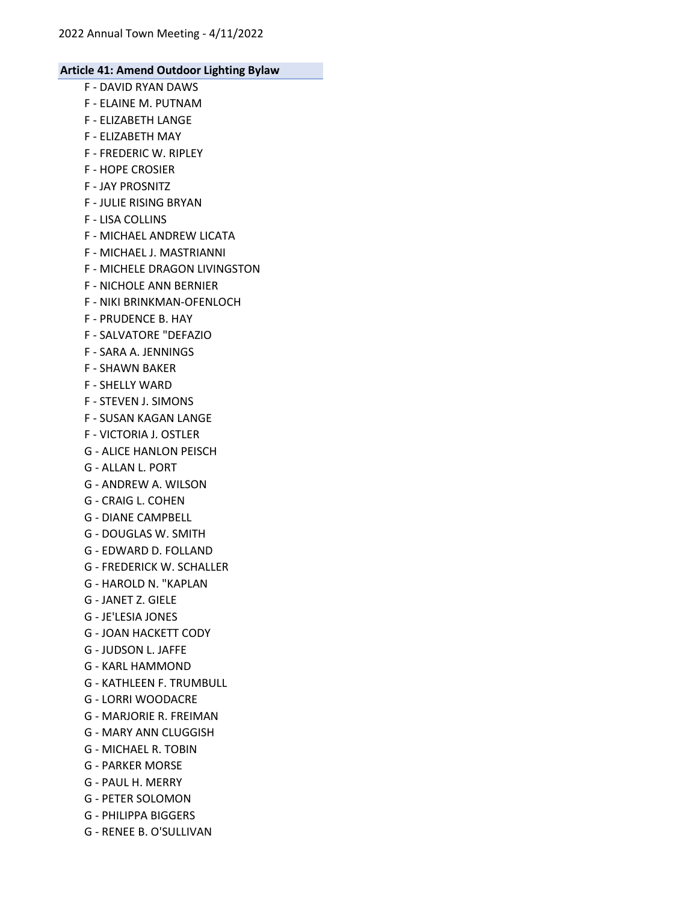**Article 41: Amend Outdoor Lighting Bylaw**

F - DAVID RYAN DAWS
F - ELAINE M. PUTNAM
F - ELIZABETH LANGE
F - ELIZABETH MAY
F - FREDERIC W. RIPLEY
F - HOPE CROSIER
F - JAY PROSNITZ
F - JULIE RISING BRYAN
F - LISA COLLINS
F - MICHAEL ANDREW LICATA
F - MICHAEL J. MASTRIANNI
F - MICHELE DRAGON LIVINGSTON
F - NICHOLE ANN BERNIER
F - NIKI BRINKMAN-OFENLOCH
F - PRUDENCE B. HAY
F - SALVATORE "DEFAZIO
F - SARA A. JENNINGS
F - SHAWN BAKER
F - SHELLY WARD
F - STEVEN J. SIMONS
F - SUSAN KAGAN LANGE
F - VICTORIA J. OSTLER
G - ALICE HANLON PEISCH
G - ALLAN L. PORT
G - ANDREW A. WILSON
G - CRAIG L. COHEN
G - DIANE CAMPBELL
G - DOUGLAS W. SMITH
G - EDWARD D. FOLLAND
G - FREDERICK W. SCHALLER
G - HAROLD N. "KAPLAN
G - JANET Z. GIELE
G - JE'LESIA JONES
G - JOAN HACKETT CODY
G - JUDSON L. JAFFE
G - KARL HAMMOND
G - KATHLEEN F. TRUMBULL
G - LORRI WOODACRE
G - MARJORIE R. FREIMAN
G - MARY ANN CLUGGISH
G - MICHAEL R. TOBIN
G - PARKER MORSE
G - PAUL H. MERRY
G - PETER SOLOMON
G - PHILIPPA BIGGERS
G - RENEE B. O'SULLIVAN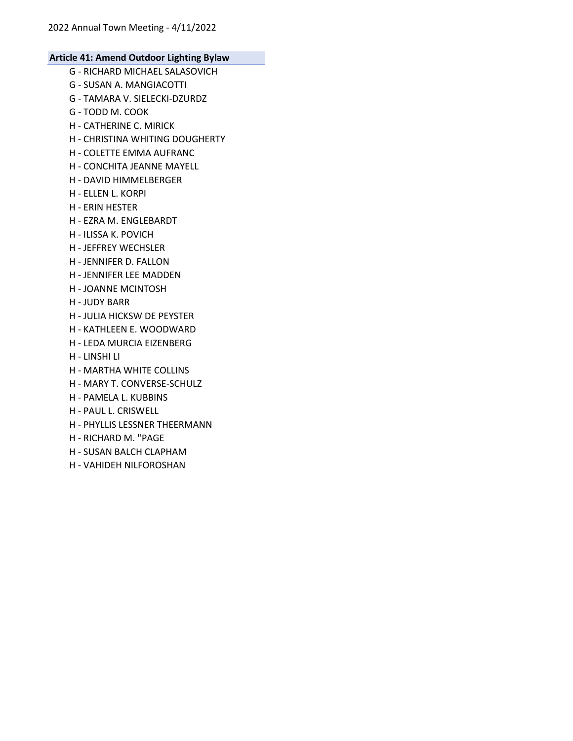**Article 41: Amend Outdoor Lighting Bylaw**

- G - RICHARD MICHAEL SALASOVICH
- G - SUSAN A. MANGIACOTTI
- G - TAMARA V. SIELECKI-DZURDZ
- G - TODD M. COOK
- H - CATHERINE C. MIRICK
- H - CHRISTINA WHITING DOUGHERTY
- H - COLETTE EMMA AUFRANC
- H - CONCHITA JEANNE MAYELL
- H - DAVID HIMMELBERGER
- H - ELLEN L. KORPI
- H - ERIN HESTER
- H - EZRA M. ENGLEBARDT
- H - ILISSA K. POVICH
- H - JEFFREY WECHSLER
- H - JENNIFER D. FALLON
- H - JENNIFER LEE MADDEN
- H - JOANNE MCINTOSH
- H - JUDY BARR
- H - JULIA HICKSW DE PEYSTER
- H - KATHLEEN E. WOODWARD
- H - LEDA MURCIA EIZENBERG
- H - LINSHI LI
- H - MARTHA WHITE COLLINS
- H - MARY T. CONVERSE-SCHULZ
- H - PAMELA L. KUBBINS
- H - PAUL L. CRISWELL
- H - PHYLLIS LESSNER THEERMANN
- H - RICHARD M. "PAGE
- H - SUSAN BALCH CLAPHAM
- H - VAHIDEH NILFOROSHAN